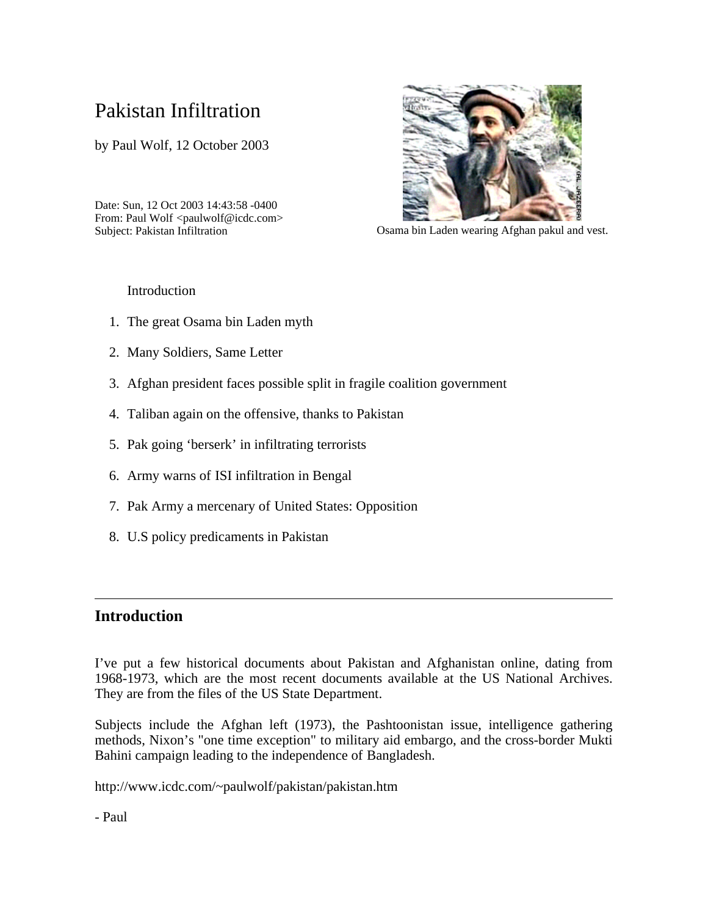# Pakistan Infiltration

by Paul Wolf, 12 October 2003

Date: Sun, 12 Oct 2003 14:43:58 -0400
From: Paul Wolf <paulwolf@icdc.com>
Subject: Pakistan Infiltration

Osama bin Laden wearing Afghan pakul and vest.

Introduction

1. The great Osama bin Laden myth
2. Many Soldiers, Same Letter
3. Afghan president faces possible split in fragile coalition government
4. Taliban again on the offensive, thanks to Pakistan
5. Pak going 'berserk' in infiltrating terrorists
6. Army warns of ISI infiltration in Bengal
7. Pak Army a mercenary of United States: Opposition
8. U.S policy predicaments in Pakistan

---

## Introduction

I've put a few historical documents about Pakistan and Afghanistan online, dating from 1968-1973, which are the most recent documents available at the US National Archives. They are from the files of the US State Department.

Subjects include the Afghan left (1973), the Pashtoonistan issue, intelligence gathering methods, Nixon's "one time exception" to military aid embargo, and the cross-border Mukti Bahini campaign leading to the independence of Bangladesh.

http://www.icdc.com/~paulwolf/pakistan/pakistan.htm

- Paul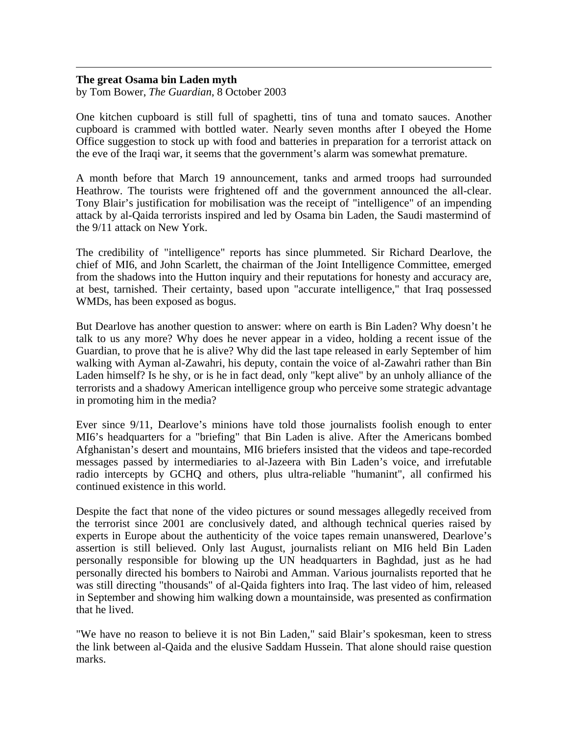**The great Osama bin Laden myth**
by Tom Bower, *The Guardian*, 8 October 2003

One kitchen cupboard is still full of spaghetti, tins of tuna and tomato sauces. Another cupboard is crammed with bottled water. Nearly seven months after I obeyed the Home Office suggestion to stock up with food and batteries in preparation for a terrorist attack on the eve of the Iraqi war, it seems that the government's alarm was somewhat premature.

A month before that March 19 announcement, tanks and armed troops had surrounded Heathrow. The tourists were frightened off and the government announced the all-clear. Tony Blair's justification for mobilisation was the receipt of "intelligence" of an impending attack by al-Qaida terrorists inspired and led by Osama bin Laden, the Saudi mastermind of the 9/11 attack on New York.

The credibility of "intelligence" reports has since plummeted. Sir Richard Dearlove, the chief of MI6, and John Scarlett, the chairman of the Joint Intelligence Committee, emerged from the shadows into the Hutton inquiry and their reputations for honesty and accuracy are, at best, tarnished. Their certainty, based upon "accurate intelligence," that Iraq possessed WMDs, has been exposed as bogus.

But Dearlove has another question to answer: where on earth is Bin Laden? Why doesn't he talk to us any more? Why does he never appear in a video, holding a recent issue of the Guardian, to prove that he is alive? Why did the last tape released in early September of him walking with Ayman al-Zawahri, his deputy, contain the voice of al-Zawahri rather than Bin Laden himself? Is he shy, or is he in fact dead, only "kept alive" by an unholy alliance of the terrorists and a shadowy American intelligence group who perceive some strategic advantage in promoting him in the media?

Ever since 9/11, Dearlove's minions have told those journalists foolish enough to enter MI6's headquarters for a "briefing" that Bin Laden is alive. After the Americans bombed Afghanistan's desert and mountains, MI6 briefers insisted that the videos and tape-recorded messages passed by intermediaries to al-Jazeera with Bin Laden's voice, and irrefutable radio intercepts by GCHQ and others, plus ultra-reliable "humanint", all confirmed his continued existence in this world.

Despite the fact that none of the video pictures or sound messages allegedly received from the terrorist since 2001 are conclusively dated, and although technical queries raised by experts in Europe about the authenticity of the voice tapes remain unanswered, Dearlove's assertion is still believed. Only last August, journalists reliant on MI6 held Bin Laden personally responsible for blowing up the UN headquarters in Baghdad, just as he had personally directed his bombers to Nairobi and Amman. Various journalists reported that he was still directing "thousands" of al-Qaida fighters into Iraq. The last video of him, released in September and showing him walking down a mountainside, was presented as confirmation that he lived.

"We have no reason to believe it is not Bin Laden," said Blair's spokesman, keen to stress the link between al-Qaida and the elusive Saddam Hussein. That alone should raise question marks.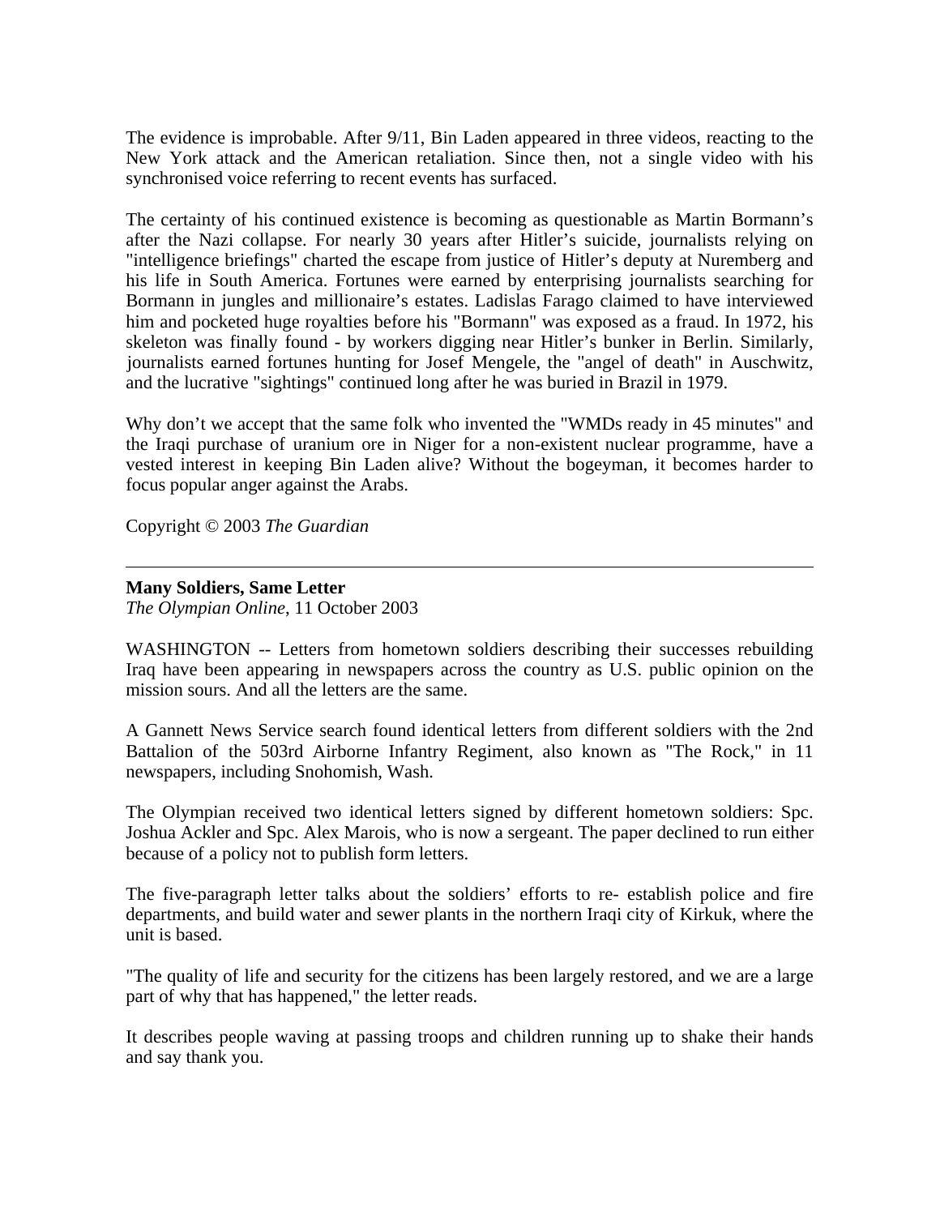The evidence is improbable. After 9/11, Bin Laden appeared in three videos, reacting to the New York attack and the American retaliation. Since then, not a single video with his synchronised voice referring to recent events has surfaced.

The certainty of his continued existence is becoming as questionable as Martin Bormann's after the Nazi collapse. For nearly 30 years after Hitler's suicide, journalists relying on "intelligence briefings" charted the escape from justice of Hitler's deputy at Nuremberg and his life in South America. Fortunes were earned by enterprising journalists searching for Bormann in jungles and millionaire's estates. Ladislas Farago claimed to have interviewed him and pocketed huge royalties before his "Bormann" was exposed as a fraud. In 1972, his skeleton was finally found - by workers digging near Hitler's bunker in Berlin. Similarly, journalists earned fortunes hunting for Josef Mengele, the "angel of death" in Auschwitz, and the lucrative "sightings" continued long after he was buried in Brazil in 1979.

Why don't we accept that the same folk who invented the "WMDs ready in 45 minutes" and the Iraqi purchase of uranium ore in Niger for a non-existent nuclear programme, have a vested interest in keeping Bin Laden alive? Without the bogeyman, it becomes harder to focus popular anger against the Arabs.

Copyright © 2003 *The Guardian*

---

**Many Soldiers, Same Letter**
*The Olympian Online*, 11 October 2003

WASHINGTON -- Letters from hometown soldiers describing their successes rebuilding Iraq have been appearing in newspapers across the country as U.S. public opinion on the mission sours. And all the letters are the same.

A Gannett News Service search found identical letters from different soldiers with the 2nd Battalion of the 503rd Airborne Infantry Regiment, also known as "The Rock," in 11 newspapers, including Snohomish, Wash.

The Olympian received two identical letters signed by different hometown soldiers: Spc. Joshua Ackler and Spc. Alex Marois, who is now a sergeant. The paper declined to run either because of a policy not to publish form letters.

The five-paragraph letter talks about the soldiers' efforts to re- establish police and fire departments, and build water and sewer plants in the northern Iraqi city of Kirkuk, where the unit is based.

"The quality of life and security for the citizens has been largely restored, and we are a large part of why that has happened," the letter reads.

It describes people waving at passing troops and children running up to shake their hands and say thank you.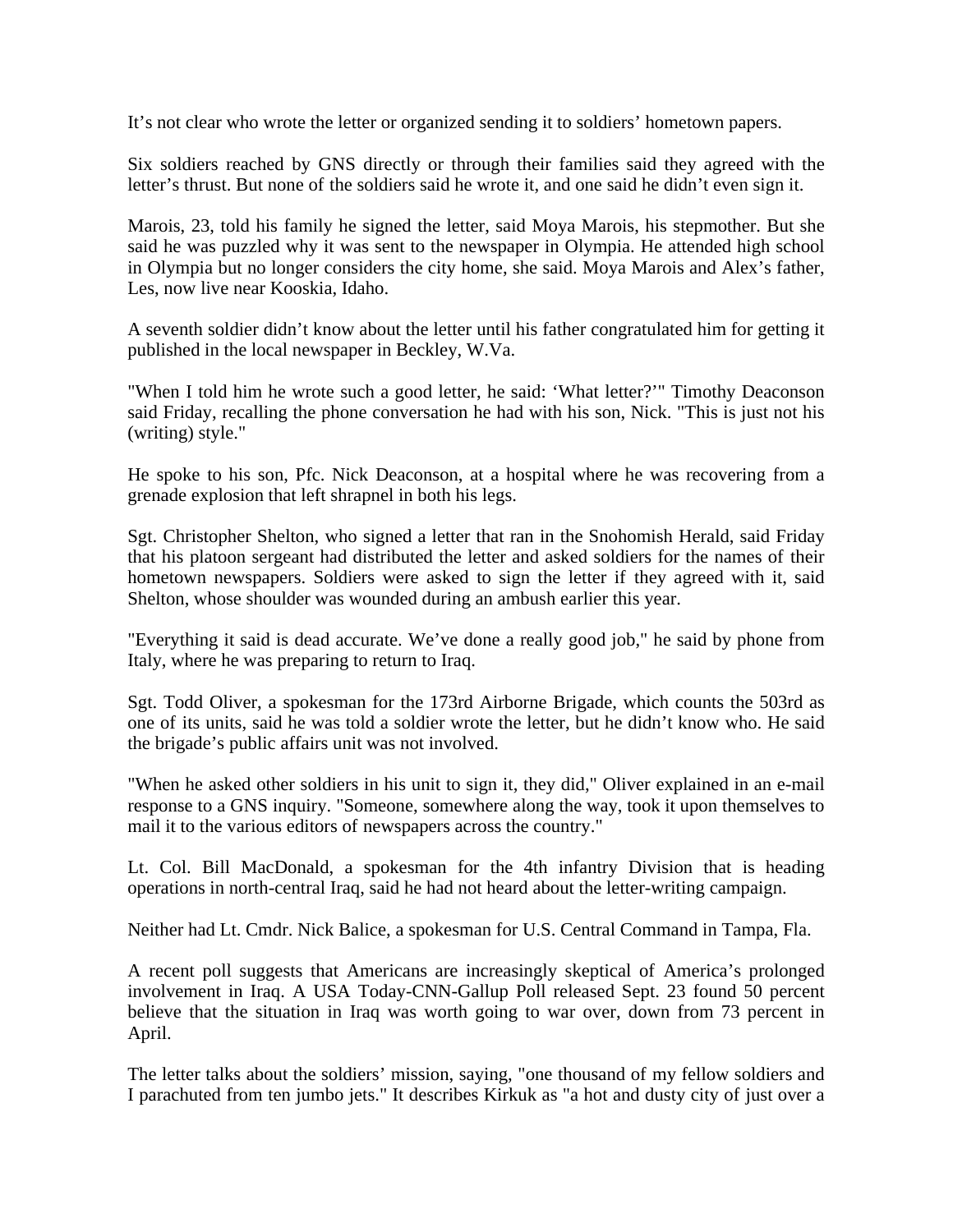It’s not clear who wrote the letter or organized sending it to soldiers’ hometown papers.

Six soldiers reached by GNS directly or through their families said they agreed with the letter’s thrust. But none of the soldiers said he wrote it, and one said he didn’t even sign it.

Marois, 23, told his family he signed the letter, said Moya Marois, his stepmother. But she said he was puzzled why it was sent to the newspaper in Olympia. He attended high school in Olympia but no longer considers the city home, she said. Moya Marois and Alex’s father, Les, now live near Kooskia, Idaho.

A seventh soldier didn’t know about the letter until his father congratulated him for getting it published in the local newspaper in Beckley, W.Va.

"When I told him he wrote such a good letter, he said: ‘What letter?’" Timothy Deaconson said Friday, recalling the phone conversation he had with his son, Nick. "This is just not his (writing) style."

He spoke to his son, Pfc. Nick Deaconson, at a hospital where he was recovering from a grenade explosion that left shrapnel in both his legs.

Sgt. Christopher Shelton, who signed a letter that ran in the Snohomish Herald, said Friday that his platoon sergeant had distributed the letter and asked soldiers for the names of their hometown newspapers. Soldiers were asked to sign the letter if they agreed with it, said Shelton, whose shoulder was wounded during an ambush earlier this year.

"Everything it said is dead accurate. We’ve done a really good job," he said by phone from Italy, where he was preparing to return to Iraq.

Sgt. Todd Oliver, a spokesman for the 173rd Airborne Brigade, which counts the 503rd as one of its units, said he was told a soldier wrote the letter, but he didn’t know who. He said the brigade’s public affairs unit was not involved.

"When he asked other soldiers in his unit to sign it, they did," Oliver explained in an e-mail response to a GNS inquiry. "Someone, somewhere along the way, took it upon themselves to mail it to the various editors of newspapers across the country."

Lt. Col. Bill MacDonald, a spokesman for the 4th infantry Division that is heading operations in north-central Iraq, said he had not heard about the letter-writing campaign.

Neither had Lt. Cmdr. Nick Balice, a spokesman for U.S. Central Command in Tampa, Fla.

A recent poll suggests that Americans are increasingly skeptical of America’s prolonged involvement in Iraq. A USA Today-CNN-Gallup Poll released Sept. 23 found 50 percent believe that the situation in Iraq was worth going to war over, down from 73 percent in April.

The letter talks about the soldiers’ mission, saying, "one thousand of my fellow soldiers and I parachuted from ten jumbo jets." It describes Kirkuk as "a hot and dusty city of just over a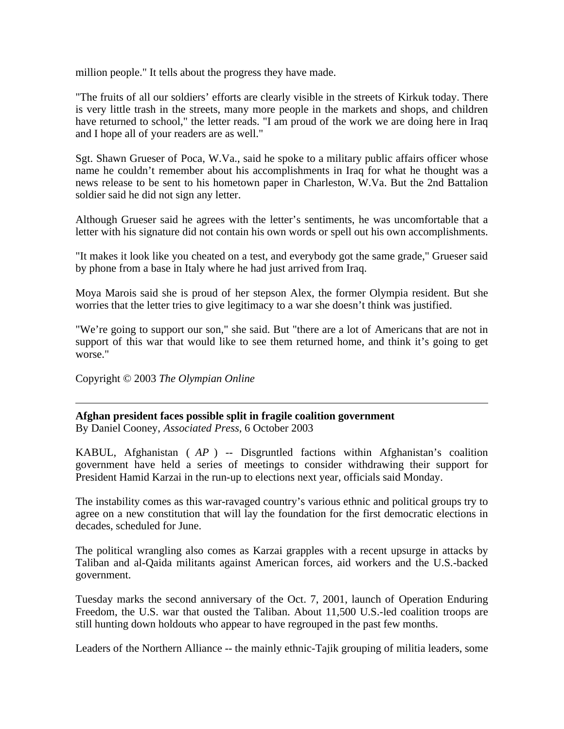million people." It tells about the progress they have made.

"The fruits of all our soldiers' efforts are clearly visible in the streets of Kirkuk today. There is very little trash in the streets, many more people in the markets and shops, and children have returned to school," the letter reads. "I am proud of the work we are doing here in Iraq and I hope all of your readers are as well."

Sgt. Shawn Grueser of Poca, W.Va., said he spoke to a military public affairs officer whose name he couldn't remember about his accomplishments in Iraq for what he thought was a news release to be sent to his hometown paper in Charleston, W.Va. But the 2nd Battalion soldier said he did not sign any letter.

Although Grueser said he agrees with the letter's sentiments, he was uncomfortable that a letter with his signature did not contain his own words or spell out his own accomplishments.

"It makes it look like you cheated on a test, and everybody got the same grade," Grueser said by phone from a base in Italy where he had just arrived from Iraq.

Moya Marois said she is proud of her stepson Alex, the former Olympia resident. But she worries that the letter tries to give legitimacy to a war she doesn't think was justified.

"We're going to support our son," she said. But "there are a lot of Americans that are not in support of this war that would like to see them returned home, and think it's going to get worse."

Copyright © 2003 *The Olympian Online*

---

**Afghan president faces possible split in fragile coalition government**
By Daniel Cooney, *Associated Press*, 6 October 2003

KABUL, Afghanistan ( *AP* ) -- Disgruntled factions within Afghanistan's coalition government have held a series of meetings to consider withdrawing their support for President Hamid Karzai in the run-up to elections next year, officials said Monday.

The instability comes as this war-ravaged country's various ethnic and political groups try to agree on a new constitution that will lay the foundation for the first democratic elections in decades, scheduled for June.

The political wrangling also comes as Karzai grapples with a recent upsurge in attacks by Taliban and al-Qaida militants against American forces, aid workers and the U.S.-backed government.

Tuesday marks the second anniversary of the Oct. 7, 2001, launch of Operation Enduring Freedom, the U.S. war that ousted the Taliban. About 11,500 U.S.-led coalition troops are still hunting down holdouts who appear to have regrouped in the past few months.

Leaders of the Northern Alliance -- the mainly ethnic-Tajik grouping of militia leaders, some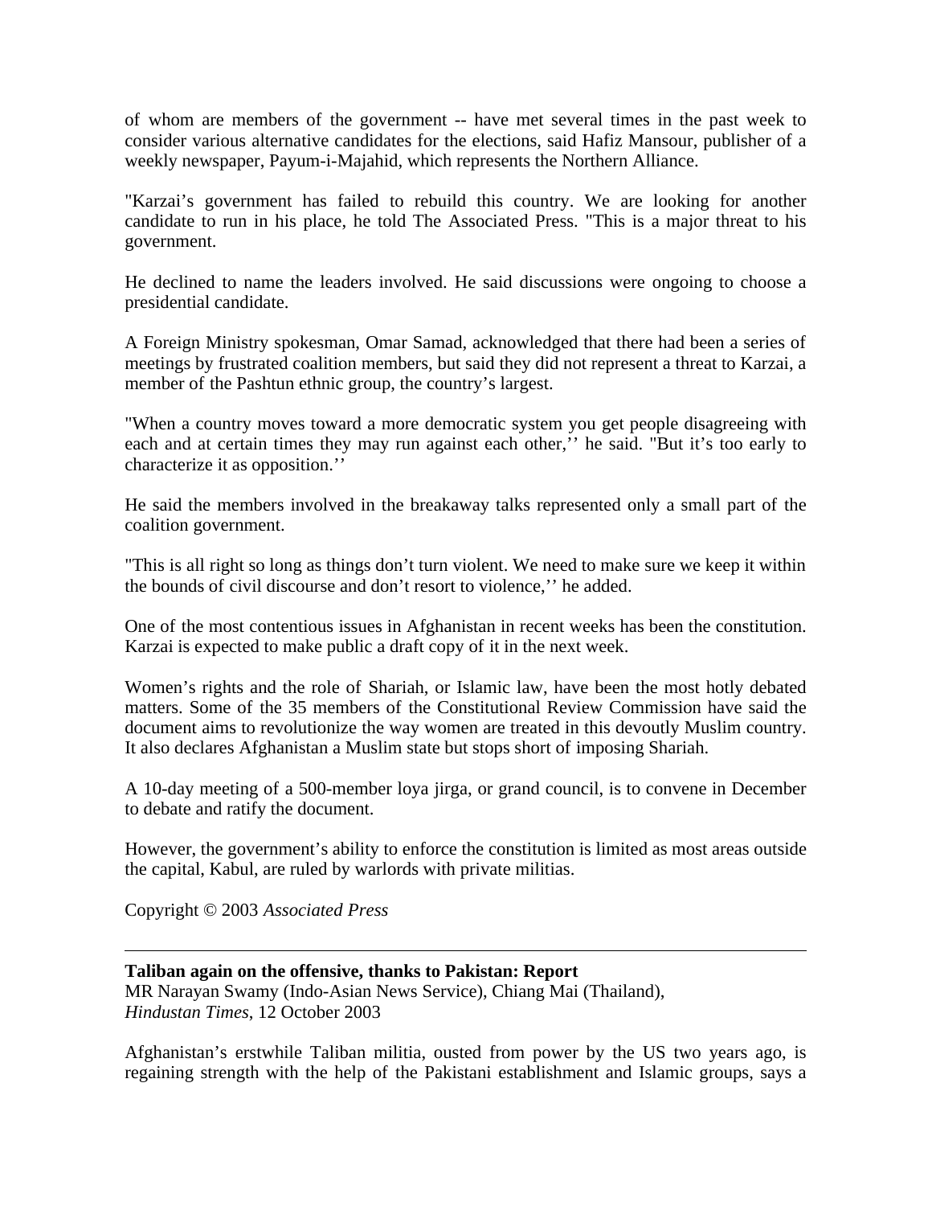of whom are members of the government -- have met several times in the past week to consider various alternative candidates for the elections, said Hafiz Mansour, publisher of a weekly newspaper, Payum-i-Majahid, which represents the Northern Alliance.

"Karzai's government has failed to rebuild this country. We are looking for another candidate to run in his place, he told The Associated Press. "This is a major threat to his government.

He declined to name the leaders involved. He said discussions were ongoing to choose a presidential candidate.

A Foreign Ministry spokesman, Omar Samad, acknowledged that there had been a series of meetings by frustrated coalition members, but said they did not represent a threat to Karzai, a member of the Pashtun ethnic group, the country's largest.

"When a country moves toward a more democratic system you get people disagreeing with each and at certain times they may run against each other,'' he said. "But it's too early to characterize it as opposition.''

He said the members involved in the breakaway talks represented only a small part of the coalition government.

"This is all right so long as things don't turn violent. We need to make sure we keep it within the bounds of civil discourse and don't resort to violence,'' he added.

One of the most contentious issues in Afghanistan in recent weeks has been the constitution. Karzai is expected to make public a draft copy of it in the next week.

Women's rights and the role of Shariah, or Islamic law, have been the most hotly debated matters. Some of the 35 members of the Constitutional Review Commission have said the document aims to revolutionize the way women are treated in this devoutly Muslim country. It also declares Afghanistan a Muslim state but stops short of imposing Shariah.

A 10-day meeting of a 500-member loya jirga, or grand council, is to convene in December to debate and ratify the document.

However, the government's ability to enforce the constitution is limited as most areas outside the capital, Kabul, are ruled by warlords with private militias.

Copyright © 2003 *Associated Press*

---

**Taliban again on the offensive, thanks to Pakistan: Report**
MR Narayan Swamy (Indo-Asian News Service), Chiang Mai (Thailand),
*Hindustan Times*, 12 October 2003

Afghanistan's erstwhile Taliban militia, ousted from power by the US two years ago, is regaining strength with the help of the Pakistani establishment and Islamic groups, says a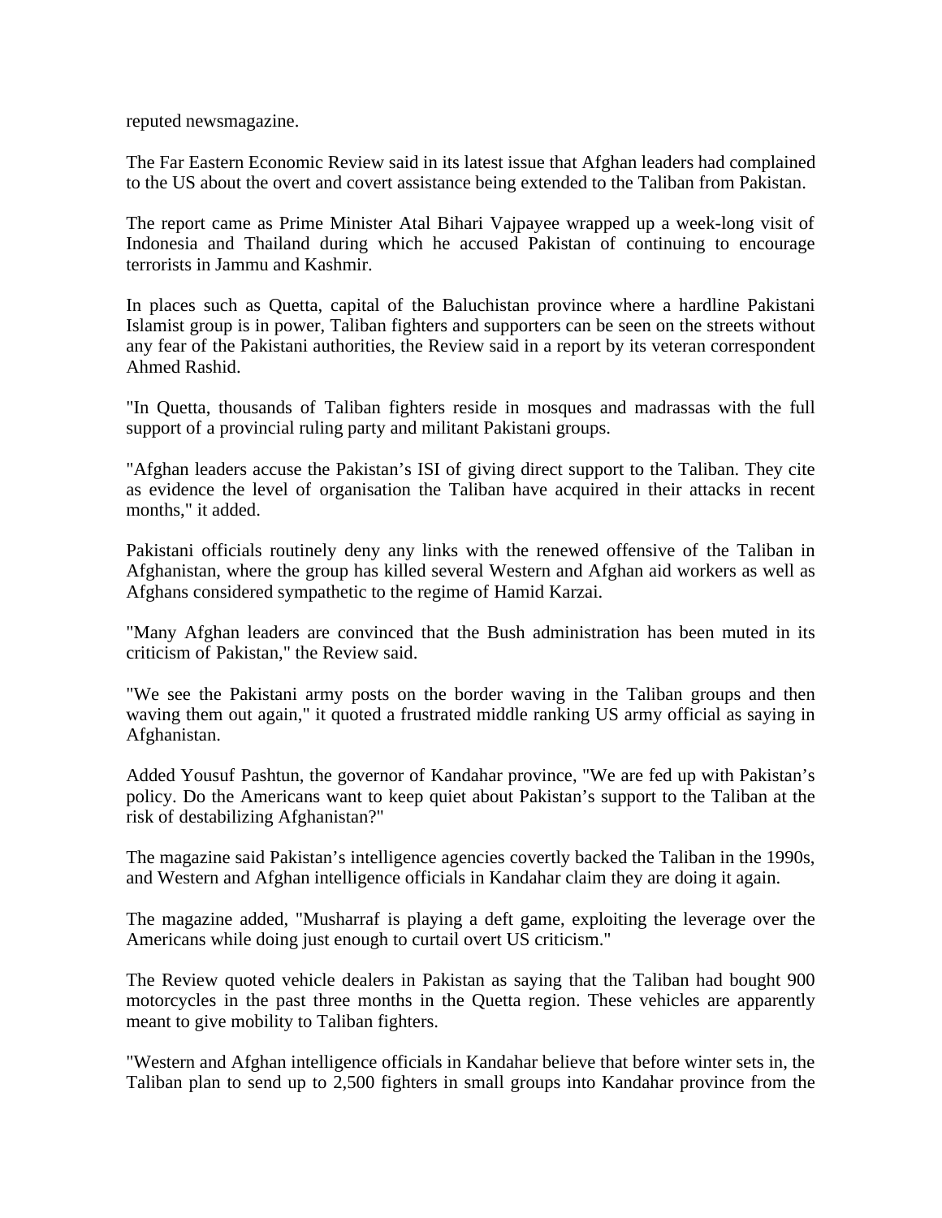reputed newsmagazine.

The Far Eastern Economic Review said in its latest issue that Afghan leaders had complained to the US about the overt and covert assistance being extended to the Taliban from Pakistan.

The report came as Prime Minister Atal Bihari Vajpayee wrapped up a week-long visit of Indonesia and Thailand during which he accused Pakistan of continuing to encourage terrorists in Jammu and Kashmir.

In places such as Quetta, capital of the Baluchistan province where a hardline Pakistani Islamist group is in power, Taliban fighters and supporters can be seen on the streets without any fear of the Pakistani authorities, the Review said in a report by its veteran correspondent Ahmed Rashid.

"In Quetta, thousands of Taliban fighters reside in mosques and madrassas with the full support of a provincial ruling party and militant Pakistani groups.

"Afghan leaders accuse the Pakistan's ISI of giving direct support to the Taliban. They cite as evidence the level of organisation the Taliban have acquired in their attacks in recent months," it added.

Pakistani officials routinely deny any links with the renewed offensive of the Taliban in Afghanistan, where the group has killed several Western and Afghan aid workers as well as Afghans considered sympathetic to the regime of Hamid Karzai.

"Many Afghan leaders are convinced that the Bush administration has been muted in its criticism of Pakistan," the Review said.

"We see the Pakistani army posts on the border waving in the Taliban groups and then waving them out again," it quoted a frustrated middle ranking US army official as saying in Afghanistan.

Added Yousuf Pashtun, the governor of Kandahar province, "We are fed up with Pakistan's policy. Do the Americans want to keep quiet about Pakistan's support to the Taliban at the risk of destabilizing Afghanistan?"

The magazine said Pakistan's intelligence agencies covertly backed the Taliban in the 1990s, and Western and Afghan intelligence officials in Kandahar claim they are doing it again.

The magazine added, "Musharraf is playing a deft game, exploiting the leverage over the Americans while doing just enough to curtail overt US criticism."

The Review quoted vehicle dealers in Pakistan as saying that the Taliban had bought 900 motorcycles in the past three months in the Quetta region. These vehicles are apparently meant to give mobility to Taliban fighters.

"Western and Afghan intelligence officials in Kandahar believe that before winter sets in, the Taliban plan to send up to 2,500 fighters in small groups into Kandahar province from the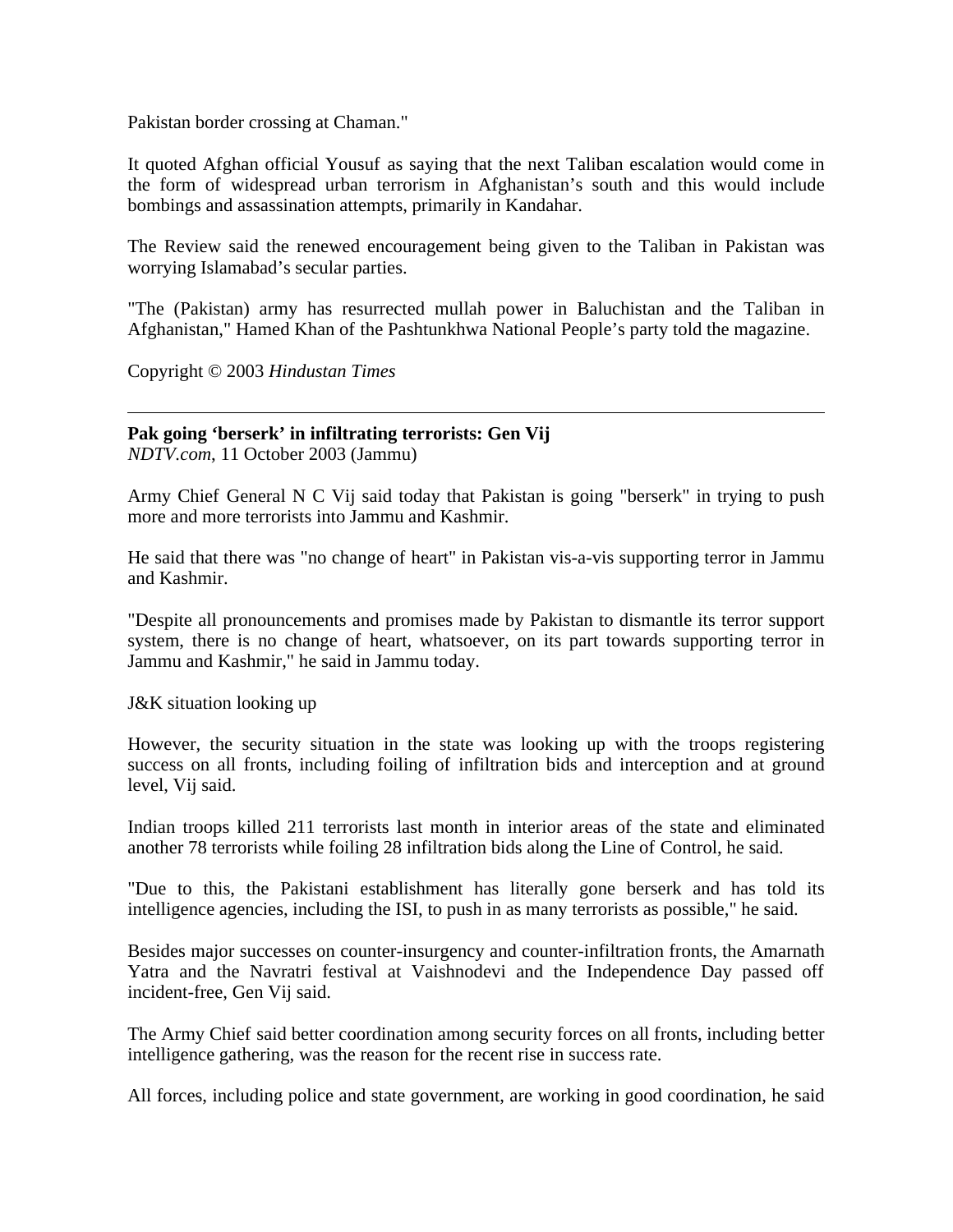Pakistan border crossing at Chaman."

It quoted Afghan official Yousuf as saying that the next Taliban escalation would come in the form of widespread urban terrorism in Afghanistan's south and this would include bombings and assassination attempts, primarily in Kandahar.

The Review said the renewed encouragement being given to the Taliban in Pakistan was worrying Islamabad's secular parties.

"The (Pakistan) army has resurrected mullah power in Baluchistan and the Taliban in Afghanistan," Hamed Khan of the Pashtunkhwa National People's party told the magazine.

Copyright © 2003 *Hindustan Times*

---

**Pak going 'berserk' in infiltrating terrorists: Gen Vij**
*NDTV.com*, 11 October 2003 (Jammu)

Army Chief General N C Vij said today that Pakistan is going "berserk" in trying to push more and more terrorists into Jammu and Kashmir.

He said that there was "no change of heart" in Pakistan vis-a-vis supporting terror in Jammu and Kashmir.

"Despite all pronouncements and promises made by Pakistan to dismantle its terror support system, there is no change of heart, whatsoever, on its part towards supporting terror in Jammu and Kashmir," he said in Jammu today.

J&K situation looking up

However, the security situation in the state was looking up with the troops registering success on all fronts, including foiling of infiltration bids and interception and at ground level, Vij said.

Indian troops killed 211 terrorists last month in interior areas of the state and eliminated another 78 terrorists while foiling 28 infiltration bids along the Line of Control, he said.

"Due to this, the Pakistani establishment has literally gone berserk and has told its intelligence agencies, including the ISI, to push in as many terrorists as possible," he said.

Besides major successes on counter-insurgency and counter-infiltration fronts, the Amarnath Yatra and the Navratri festival at Vaishnodevi and the Independence Day passed off incident-free, Gen Vij said.

The Army Chief said better coordination among security forces on all fronts, including better intelligence gathering, was the reason for the recent rise in success rate.

All forces, including police and state government, are working in good coordination, he said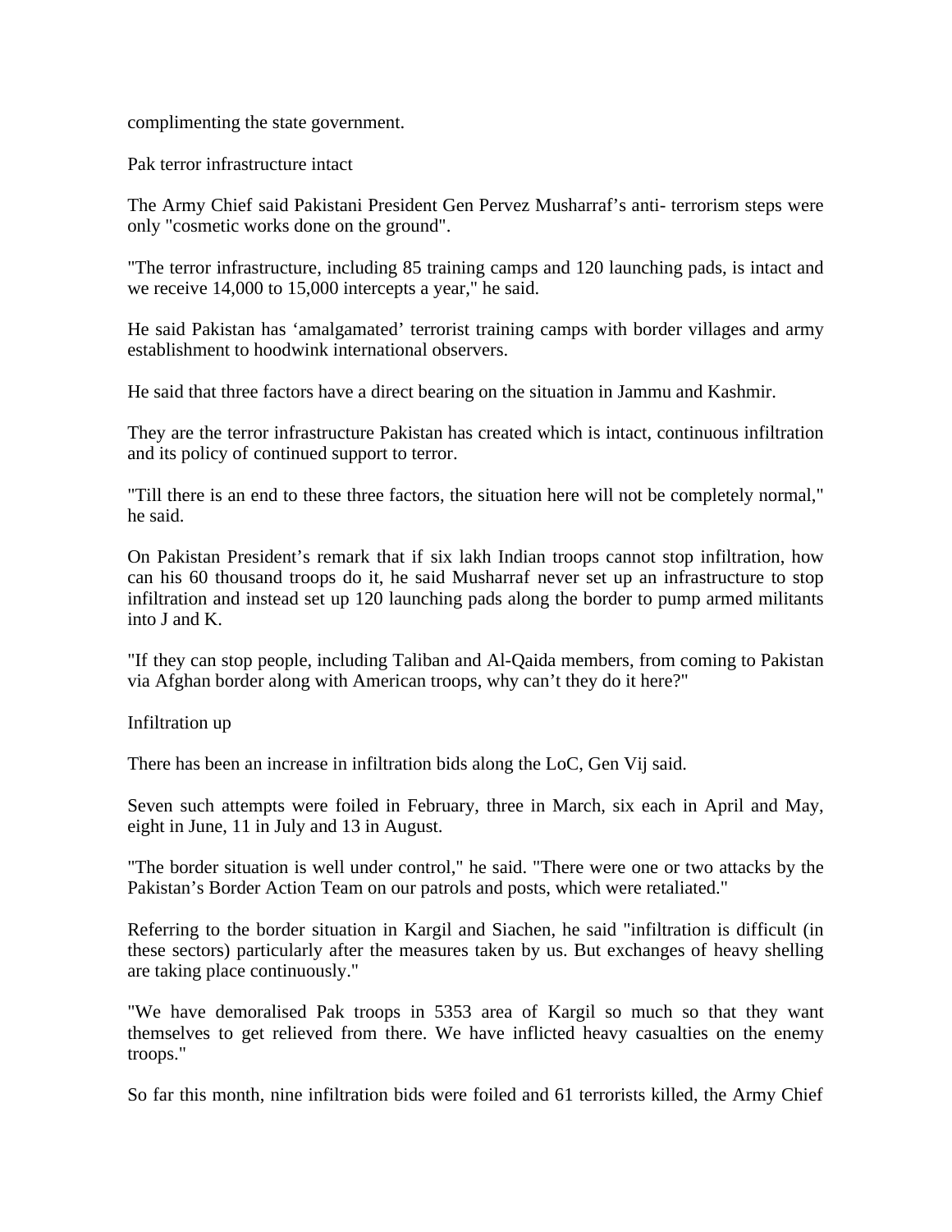complimenting the state government.

## Pak terror infrastructure intact

The Army Chief said Pakistani President Gen Pervez Musharraf's anti- terrorism steps were only "cosmetic works done on the ground".

"The terror infrastructure, including 85 training camps and 120 launching pads, is intact and we receive 14,000 to 15,000 intercepts a year," he said.

He said Pakistan has 'amalgamated' terrorist training camps with border villages and army establishment to hoodwink international observers.

He said that three factors have a direct bearing on the situation in Jammu and Kashmir.

They are the terror infrastructure Pakistan has created which is intact, continuous infiltration and its policy of continued support to terror.

"Till there is an end to these three factors, the situation here will not be completely normal," he said.

On Pakistan President's remark that if six lakh Indian troops cannot stop infiltration, how can his 60 thousand troops do it, he said Musharraf never set up an infrastructure to stop infiltration and instead set up 120 launching pads along the border to pump armed militants into J and K.

"If they can stop people, including Taliban and Al-Qaida members, from coming to Pakistan via Afghan border along with American troops, why can't they do it here?"

## Infiltration up

There has been an increase in infiltration bids along the LoC, Gen Vij said.

Seven such attempts were foiled in February, three in March, six each in April and May, eight in June, 11 in July and 13 in August.

"The border situation is well under control," he said. "There were one or two attacks by the Pakistan's Border Action Team on our patrols and posts, which were retaliated."

Referring to the border situation in Kargil and Siachen, he said "infiltration is difficult (in these sectors) particularly after the measures taken by us. But exchanges of heavy shelling are taking place continuously."

"We have demoralised Pak troops in 5353 area of Kargil so much so that they want themselves to get relieved from there. We have inflicted heavy casualties on the enemy troops."

So far this month, nine infiltration bids were foiled and 61 terrorists killed, the Army Chief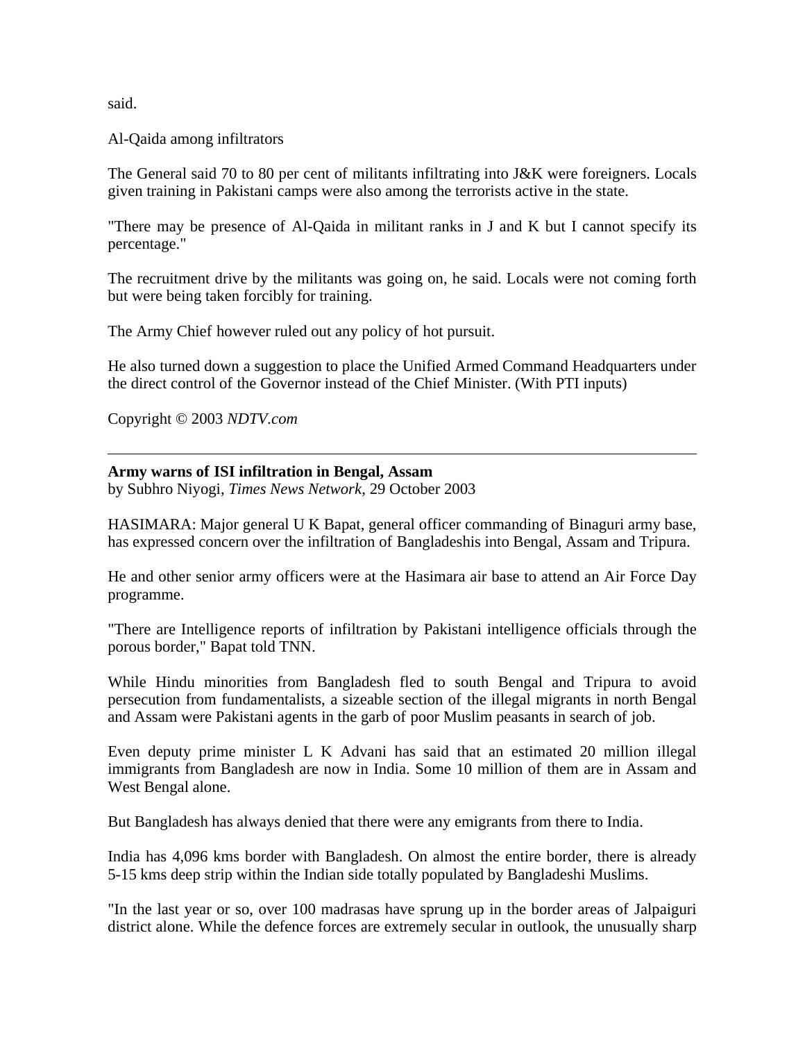said.

Al-Qaida among infiltrators

The General said 70 to 80 per cent of militants infiltrating into J&K were foreigners. Locals given training in Pakistani camps were also among the terrorists active in the state.

"There may be presence of Al-Qaida in militant ranks in J and K but I cannot specify its percentage."

The recruitment drive by the militants was going on, he said. Locals were not coming forth but were being taken forcibly for training.

The Army Chief however ruled out any policy of hot pursuit.

He also turned down a suggestion to place the Unified Armed Command Headquarters under the direct control of the Governor instead of the Chief Minister. (With PTI inputs)

Copyright © 2003 *NDTV.com*

---

**Army warns of ISI infiltration in Bengal, Assam**
by Subhro Niyogi, *Times News Network*, 29 October 2003

HASIMARA: Major general U K Bapat, general officer commanding of Binaguri army base, has expressed concern over the infiltration of Bangladeshis into Bengal, Assam and Tripura.

He and other senior army officers were at the Hasimara air base to attend an Air Force Day programme.

"There are Intelligence reports of infiltration by Pakistani intelligence officials through the porous border," Bapat told TNN.

While Hindu minorities from Bangladesh fled to south Bengal and Tripura to avoid persecution from fundamentalists, a sizeable section of the illegal migrants in north Bengal and Assam were Pakistani agents in the garb of poor Muslim peasants in search of job.

Even deputy prime minister L K Advani has said that an estimated 20 million illegal immigrants from Bangladesh are now in India. Some 10 million of them are in Assam and West Bengal alone.

But Bangladesh has always denied that there were any emigrants from there to India.

India has 4,096 kms border with Bangladesh. On almost the entire border, there is already 5-15 kms deep strip within the Indian side totally populated by Bangladeshi Muslims.

"In the last year or so, over 100 madrasas have sprung up in the border areas of Jalpaiguri district alone. While the defence forces are extremely secular in outlook, the unusually sharp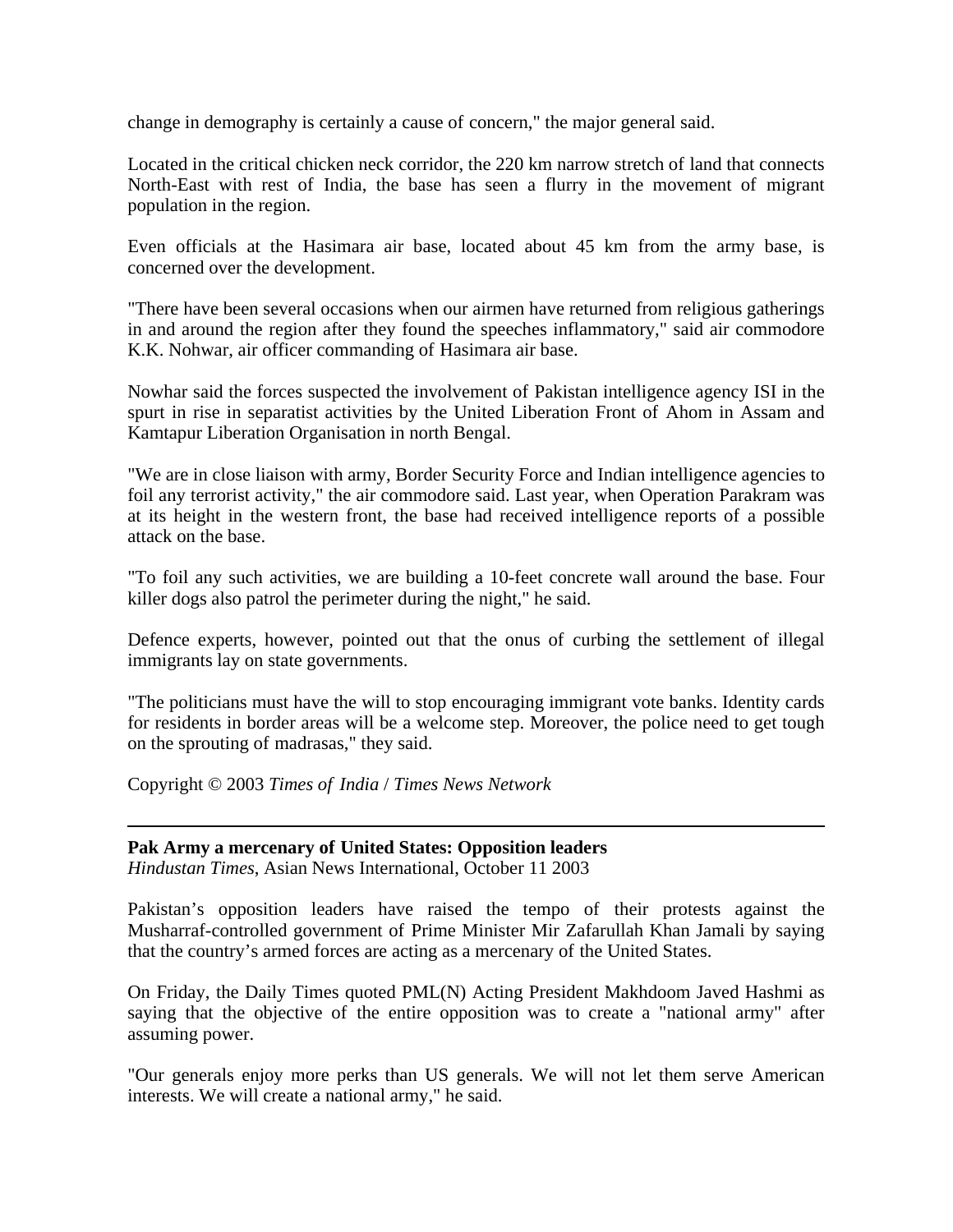change in demography is certainly a cause of concern," the major general said.

Located in the critical chicken neck corridor, the 220 km narrow stretch of land that connects North-East with rest of India, the base has seen a flurry in the movement of migrant population in the region.

Even officials at the Hasimara air base, located about 45 km from the army base, is concerned over the development.

"There have been several occasions when our airmen have returned from religious gatherings in and around the region after they found the speeches inflammatory," said air commodore K.K. Nohwar, air officer commanding of Hasimara air base.

Nowhar said the forces suspected the involvement of Pakistan intelligence agency ISI in the spurt in rise in separatist activities by the United Liberation Front of Ahom in Assam and Kamtapur Liberation Organisation in north Bengal.

"We are in close liaison with army, Border Security Force and Indian intelligence agencies to foil any terrorist activity," the air commodore said. Last year, when Operation Parakram was at its height in the western front, the base had received intelligence reports of a possible attack on the base.

"To foil any such activities, we are building a 10-feet concrete wall around the base. Four killer dogs also patrol the perimeter during the night," he said.

Defence experts, however, pointed out that the onus of curbing the settlement of illegal immigrants lay on state governments.

"The politicians must have the will to stop encouraging immigrant vote banks. Identity cards for residents in border areas will be a welcome step. Moreover, the police need to get tough on the sprouting of madrasas," they said.

Copyright © 2003 *Times of India* / *Times News Network*

---

**Pak Army a mercenary of United States: Opposition leaders**
*Hindustan Times*, Asian News International, October 11 2003

Pakistan's opposition leaders have raised the tempo of their protests against the Musharraf-controlled government of Prime Minister Mir Zafarullah Khan Jamali by saying that the country's armed forces are acting as a mercenary of the United States.

On Friday, the Daily Times quoted PML(N) Acting President Makhdoom Javed Hashmi as saying that the objective of the entire opposition was to create a "national army" after assuming power.

"Our generals enjoy more perks than US generals. We will not let them serve American interests. We will create a national army," he said.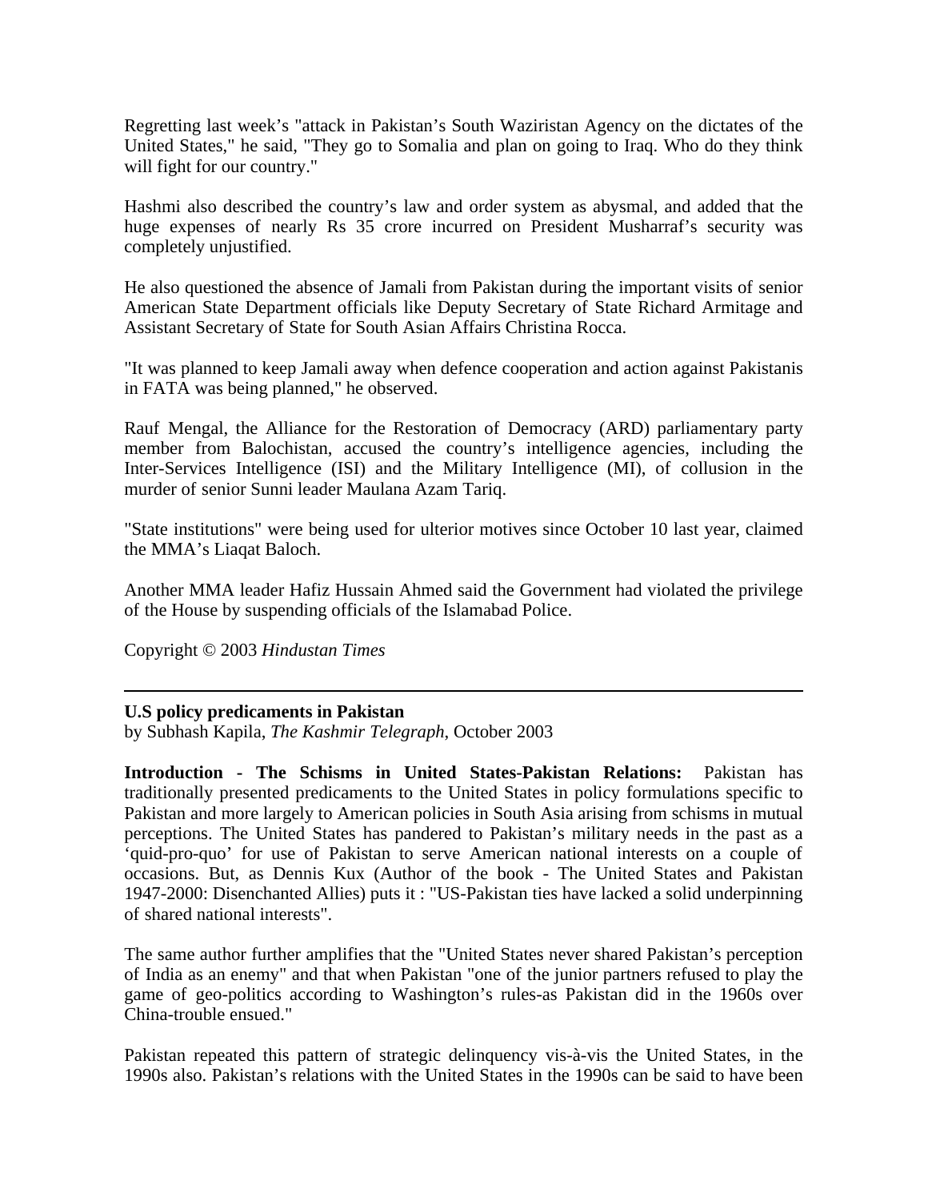Regretting last week's "attack in Pakistan's South Waziristan Agency on the dictates of the United States," he said, "They go to Somalia and plan on going to Iraq. Who do they think will fight for our country."

Hashmi also described the country's law and order system as abysmal, and added that the huge expenses of nearly Rs 35 crore incurred on President Musharraf's security was completely unjustified.

He also questioned the absence of Jamali from Pakistan during the important visits of senior American State Department officials like Deputy Secretary of State Richard Armitage and Assistant Secretary of State for South Asian Affairs Christina Rocca.

"It was planned to keep Jamali away when defence cooperation and action against Pakistanis in FATA was being planned," he observed.

Rauf Mengal, the Alliance for the Restoration of Democracy (ARD) parliamentary party member from Balochistan, accused the country's intelligence agencies, including the Inter-Services Intelligence (ISI) and the Military Intelligence (MI), of collusion in the murder of senior Sunni leader Maulana Azam Tariq.

"State institutions" were being used for ulterior motives since October 10 last year, claimed the MMA's Liaqat Baloch.

Another MMA leader Hafiz Hussain Ahmed said the Government had violated the privilege of the House by suspending officials of the Islamabad Police.

Copyright © 2003 *Hindustan Times*

---

**U.S policy predicaments in Pakistan**
by Subhash Kapila, *The Kashmir Telegraph*, October 2003

**Introduction - The Schisms in United States-Pakistan Relations:** Pakistan has traditionally presented predicaments to the United States in policy formulations specific to Pakistan and more largely to American policies in South Asia arising from schisms in mutual perceptions. The United States has pandered to Pakistan's military needs in the past as a 'quid-pro-quo' for use of Pakistan to serve American national interests on a couple of occasions. But, as Dennis Kux (Author of the book - The United States and Pakistan 1947-2000: Disenchanted Allies) puts it : "US-Pakistan ties have lacked a solid underpinning of shared national interests".

The same author further amplifies that the "United States never shared Pakistan's perception of India as an enemy" and that when Pakistan "one of the junior partners refused to play the game of geo-politics according to Washington's rules-as Pakistan did in the 1960s over China-trouble ensued."

Pakistan repeated this pattern of strategic delinquency vis-à-vis the United States, in the 1990s also. Pakistan's relations with the United States in the 1990s can be said to have been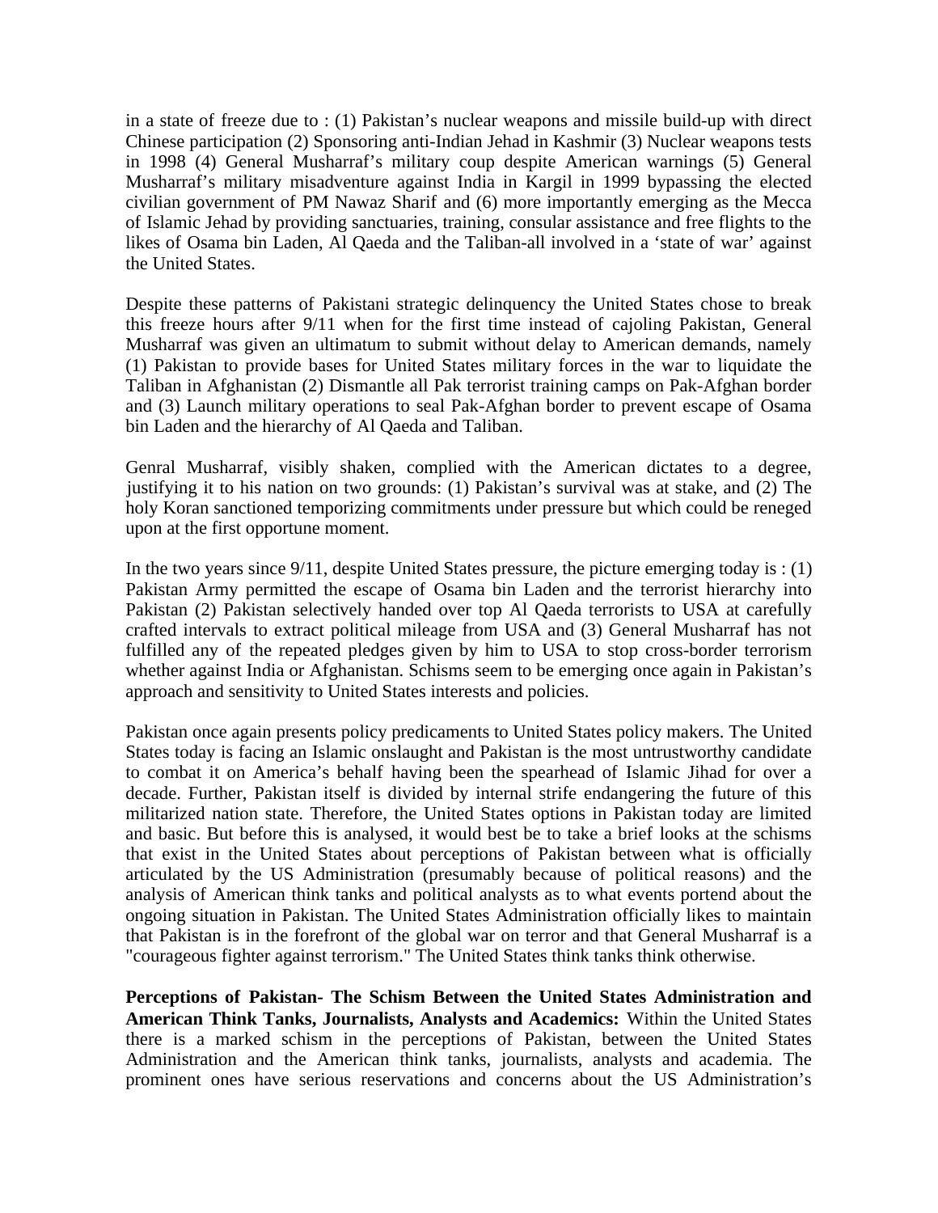in a state of freeze due to : (1) Pakistan's nuclear weapons and missile build-up with direct Chinese participation (2) Sponsoring anti-Indian Jehad in Kashmir (3) Nuclear weapons tests in 1998 (4) General Musharraf's military coup despite American warnings (5) General Musharraf's military misadventure against India in Kargil in 1999 bypassing the elected civilian government of PM Nawaz Sharif and (6) more importantly emerging as the Mecca of Islamic Jehad by providing sanctuaries, training, consular assistance and free flights to the likes of Osama bin Laden, Al Qaeda and the Taliban-all involved in a 'state of war' against the United States.

Despite these patterns of Pakistani strategic delinquency the United States chose to break this freeze hours after 9/11 when for the first time instead of cajoling Pakistan, General Musharraf was given an ultimatum to submit without delay to American demands, namely (1) Pakistan to provide bases for United States military forces in the war to liquidate the Taliban in Afghanistan (2) Dismantle all Pak terrorist training camps on Pak-Afghan border and (3) Launch military operations to seal Pak-Afghan border to prevent escape of Osama bin Laden and the hierarchy of Al Qaeda and Taliban.

Genral Musharraf, visibly shaken, complied with the American dictates to a degree, justifying it to his nation on two grounds: (1) Pakistan's survival was at stake, and (2) The holy Koran sanctioned temporizing commitments under pressure but which could be reneged upon at the first opportune moment.

In the two years since 9/11, despite United States pressure, the picture emerging today is : (1) Pakistan Army permitted the escape of Osama bin Laden and the terrorist hierarchy into Pakistan (2) Pakistan selectively handed over top Al Qaeda terrorists to USA at carefully crafted intervals to extract political mileage from USA and (3) General Musharraf has not fulfilled any of the repeated pledges given by him to USA to stop cross-border terrorism whether against India or Afghanistan. Schisms seem to be emerging once again in Pakistan's approach and sensitivity to United States interests and policies.

Pakistan once again presents policy predicaments to United States policy makers. The United States today is facing an Islamic onslaught and Pakistan is the most untrustworthy candidate to combat it on America's behalf having been the spearhead of Islamic Jihad for over a decade. Further, Pakistan itself is divided by internal strife endangering the future of this militarized nation state. Therefore, the United States options in Pakistan today are limited and basic. But before this is analysed, it would best be to take a brief looks at the schisms that exist in the United States about perceptions of Pakistan between what is officially articulated by the US Administration (presumably because of political reasons) and the analysis of American think tanks and political analysts as to what events portend about the ongoing situation in Pakistan. The United States Administration officially likes to maintain that Pakistan is in the forefront of the global war on terror and that General Musharraf is a "courageous fighter against terrorism." The United States think tanks think otherwise.

**Perceptions of Pakistan- The Schism Between the United States Administration and American Think Tanks, Journalists, Analysts and Academics:** Within the United States there is a marked schism in the perceptions of Pakistan, between the United States Administration and the American think tanks, journalists, analysts and academia. The prominent ones have serious reservations and concerns about the US Administration's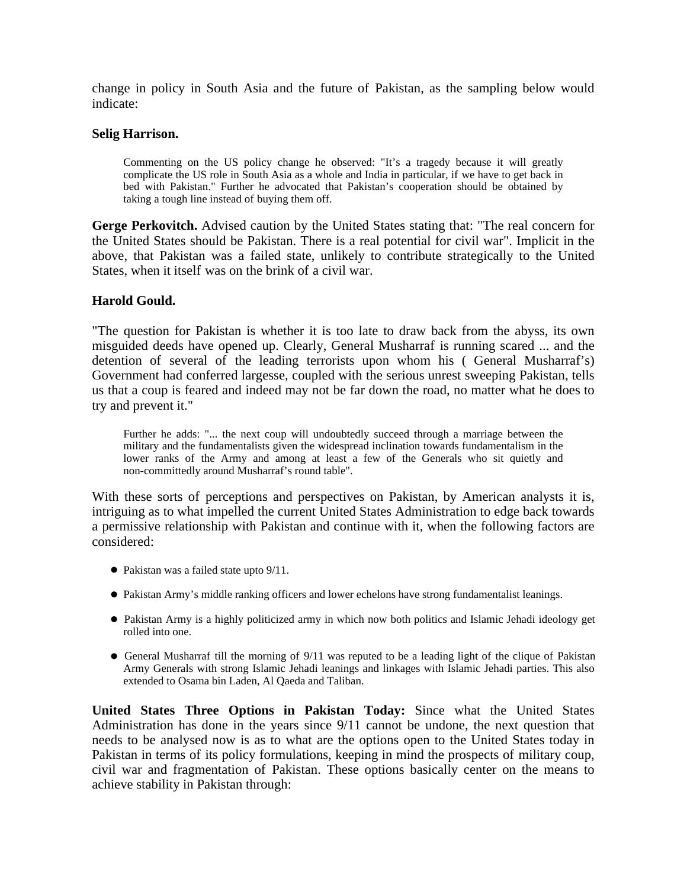change in policy in South Asia and the future of Pakistan, as the sampling below would indicate:

**Selig Harrison.**

> Commenting on the US policy change he observed: "It's a tragedy because it will greatly complicate the US role in South Asia as a whole and India in particular, if we have to get back in bed with Pakistan." Further he advocated that Pakistan's cooperation should be obtained by taking a tough line instead of buying them off.

**Gerge Perkovitch.** Advised caution by the United States stating that: "The real concern for the United States should be Pakistan. There is a real potential for civil war". Implicit in the above, that Pakistan was a failed state, unlikely to contribute strategically to the United States, when it itself was on the brink of a civil war.

**Harold Gould.**

"The question for Pakistan is whether it is too late to draw back from the abyss, its own misguided deeds have opened up. Clearly, General Musharraf is running scared ... and the detention of several of the leading terrorists upon whom his ( General Musharraf's) Government had conferred largesse, coupled with the serious unrest sweeping Pakistan, tells us that a coup is feared and indeed may not be far down the road, no matter what he does to try and prevent it."

> Further he adds: "... the next coup will undoubtedly succeed through a marriage between the military and the fundamentalists given the widespread inclination towards fundamentalism in the lower ranks of the Army and among at least a few of the Generals who sit quietly and non-committedly around Musharraf's round table".

With these sorts of perceptions and perspectives on Pakistan, by American analysts it is, intriguing as to what impelled the current United States Administration to edge back towards a permissive relationship with Pakistan and continue with it, when the following factors are considered:

- Pakistan was a failed state upto 9/11.
- Pakistan Army's middle ranking officers and lower echelons have strong fundamentalist leanings.
- Pakistan Army is a highly politicized army in which now both politics and Islamic Jehadi ideology get rolled into one.
- General Musharraf till the morning of 9/11 was reputed to be a leading light of the clique of Pakistan Army Generals with strong Islamic Jehadi leanings and linkages with Islamic Jehadi parties. This also extended to Osama bin Laden, Al Qaeda and Taliban.

**United States Three Options in Pakistan Today:** Since what the United States Administration has done in the years since 9/11 cannot be undone, the next question that needs to be analysed now is as to what are the options open to the United States today in Pakistan in terms of its policy formulations, keeping in mind the prospects of military coup, civil war and fragmentation of Pakistan. These options basically center on the means to achieve stability in Pakistan through: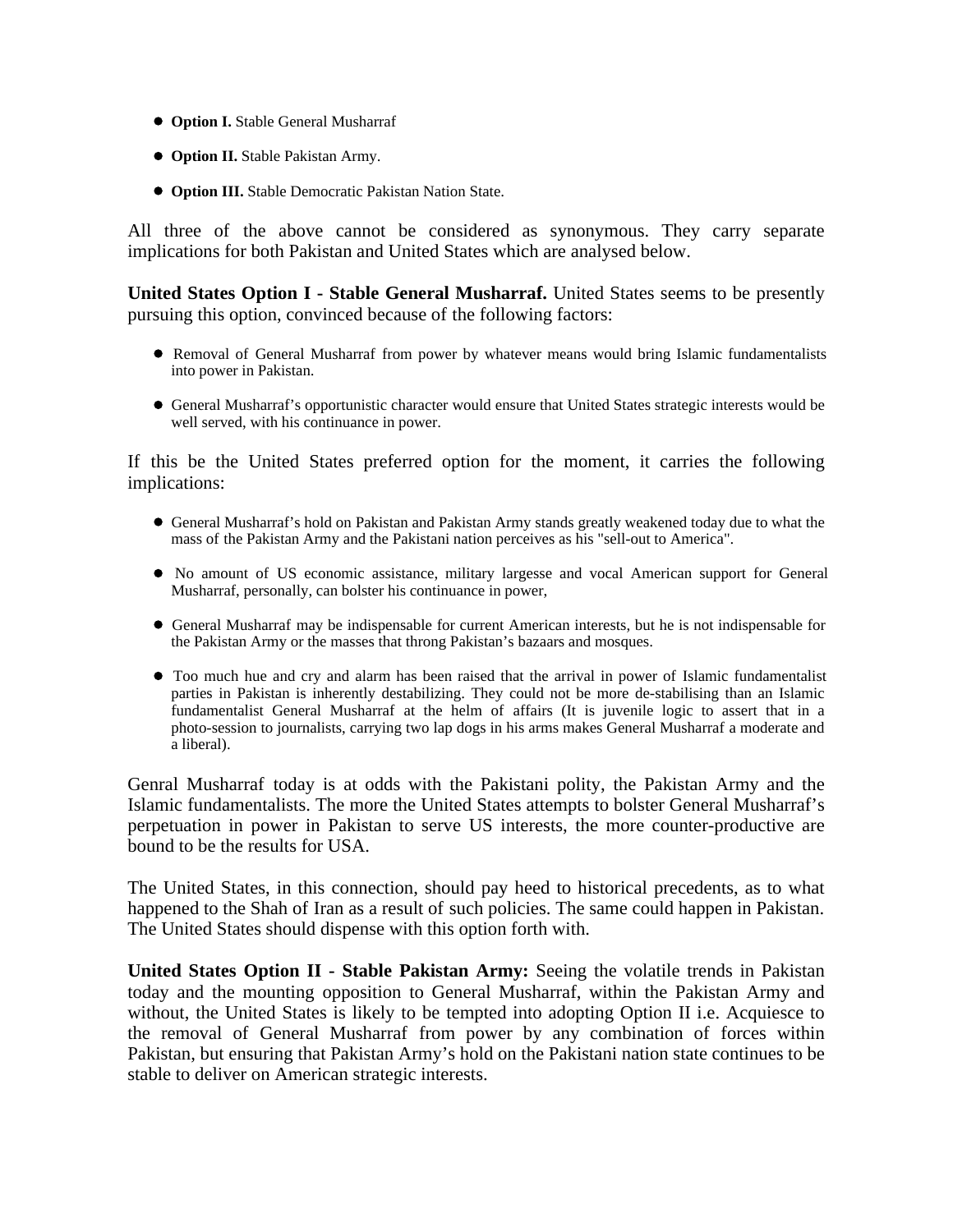- **Option I.** Stable General Musharraf
- **Option II.** Stable Pakistan Army.
- **Option III.** Stable Democratic Pakistan Nation State.

All three of the above cannot be considered as synonymous. They carry separate implications for both Pakistan and United States which are analysed below.

**United States Option I - Stable General Musharraf.** United States seems to be presently pursuing this option, convinced because of the following factors:

- Removal of General Musharraf from power by whatever means would bring Islamic fundamentalists into power in Pakistan.
- General Musharraf's opportunistic character would ensure that United States strategic interests would be well served, with his continuance in power.

If this be the United States preferred option for the moment, it carries the following implications:

- General Musharraf's hold on Pakistan and Pakistan Army stands greatly weakened today due to what the mass of the Pakistan Army and the Pakistani nation perceives as his "sell-out to America".
- No amount of US economic assistance, military largesse and vocal American support for General Musharraf, personally, can bolster his continuance in power,
- General Musharraf may be indispensable for current American interests, but he is not indispensable for the Pakistan Army or the masses that throng Pakistan's bazaars and mosques.
- Too much hue and cry and alarm has been raised that the arrival in power of Islamic fundamentalist parties in Pakistan is inherently destabilizing. They could not be more de-stabilising than an Islamic fundamentalist General Musharraf at the helm of affairs (It is juvenile logic to assert that in a photo-session to journalists, carrying two lap dogs in his arms makes General Musharraf a moderate and a liberal).

Genral Musharraf today is at odds with the Pakistani polity, the Pakistan Army and the Islamic fundamentalists. The more the United States attempts to bolster General Musharraf's perpetuation in power in Pakistan to serve US interests, the more counter-productive are bound to be the results for USA.

The United States, in this connection, should pay heed to historical precedents, as to what happened to the Shah of Iran as a result of such policies. The same could happen in Pakistan. The United States should dispense with this option forth with.

**United States Option II - Stable Pakistan Army:** Seeing the volatile trends in Pakistan today and the mounting opposition to General Musharraf, within the Pakistan Army and without, the United States is likely to be tempted into adopting Option II i.e. Acquiesce to the removal of General Musharraf from power by any combination of forces within Pakistan, but ensuring that Pakistan Army's hold on the Pakistani nation state continues to be stable to deliver on American strategic interests.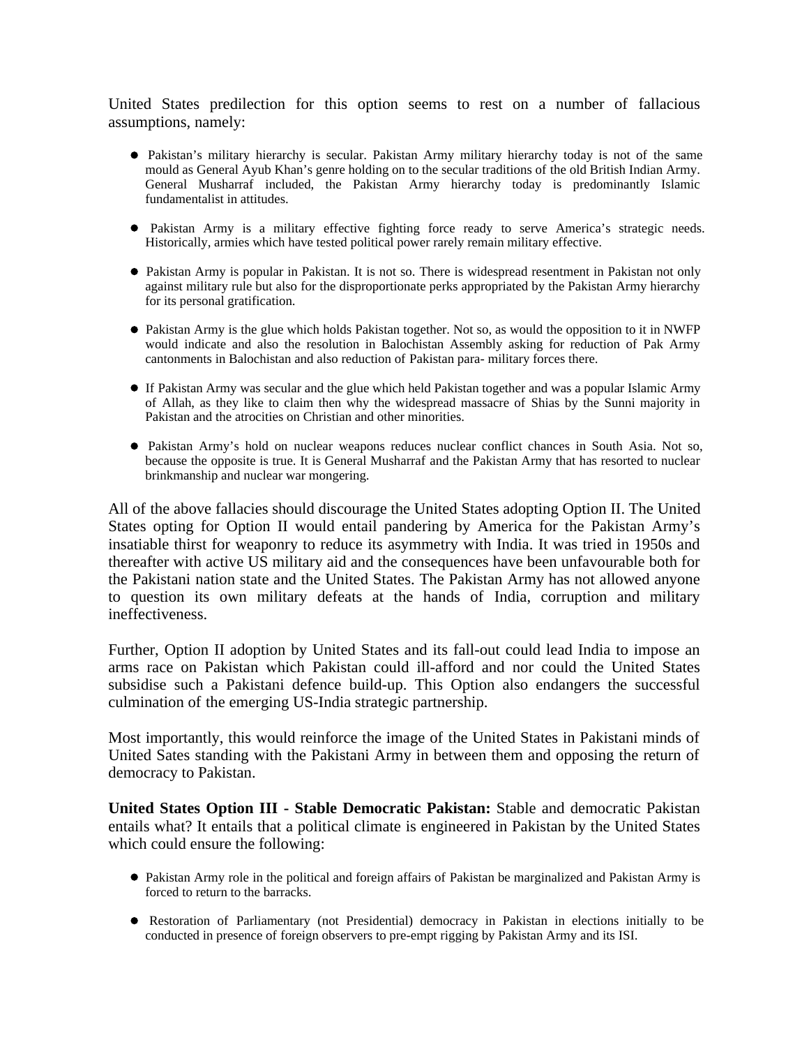United States predilection for this option seems to rest on a number of fallacious assumptions, namely:

- Pakistan's military hierarchy is secular. Pakistan Army military hierarchy today is not of the same mould as General Ayub Khan's genre holding on to the secular traditions of the old British Indian Army. General Musharraf included, the Pakistan Army hierarchy today is predominantly Islamic fundamentalist in attitudes.

- Pakistan Army is a military effective fighting force ready to serve America's strategic needs. Historically, armies which have tested political power rarely remain military effective.

- Pakistan Army is popular in Pakistan. It is not so. There is widespread resentment in Pakistan not only against military rule but also for the disproportionate perks appropriated by the Pakistan Army hierarchy for its personal gratification.

- Pakistan Army is the glue which holds Pakistan together. Not so, as would the opposition to it in NWFP would indicate and also the resolution in Balochistan Assembly asking for reduction of Pak Army cantonments in Balochistan and also reduction of Pakistan para- military forces there.

- If Pakistan Army was secular and the glue which held Pakistan together and was a popular Islamic Army of Allah, as they like to claim then why the widespread massacre of Shias by the Sunni majority in Pakistan and the atrocities on Christian and other minorities.

- Pakistan Army's hold on nuclear weapons reduces nuclear conflict chances in South Asia. Not so, because the opposite is true. It is General Musharraf and the Pakistan Army that has resorted to nuclear brinkmanship and nuclear war mongering.

All of the above fallacies should discourage the United States adopting Option II. The United States opting for Option II would entail pandering by America for the Pakistan Army's insatiable thirst for weaponry to reduce its asymmetry with India. It was tried in 1950s and thereafter with active US military aid and the consequences have been unfavourable both for the Pakistani nation state and the United States. The Pakistan Army has not allowed anyone to question its own military defeats at the hands of India, corruption and military ineffectiveness.

Further, Option II adoption by United States and its fall-out could lead India to impose an arms race on Pakistan which Pakistan could ill-afford and nor could the United States subsidise such a Pakistani defence build-up. This Option also endangers the successful culmination of the emerging US-India strategic partnership.

Most importantly, this would reinforce the image of the United States in Pakistani minds of United Sates standing with the Pakistani Army in between them and opposing the return of democracy to Pakistan.

**United States Option III - Stable Democratic Pakistan:** Stable and democratic Pakistan entails what? It entails that a political climate is engineered in Pakistan by the United States which could ensure the following:

- Pakistan Army role in the political and foreign affairs of Pakistan be marginalized and Pakistan Army is forced to return to the barracks.

- Restoration of Parliamentary (not Presidential) democracy in Pakistan in elections initially to be conducted in presence of foreign observers to pre-empt rigging by Pakistan Army and its ISI.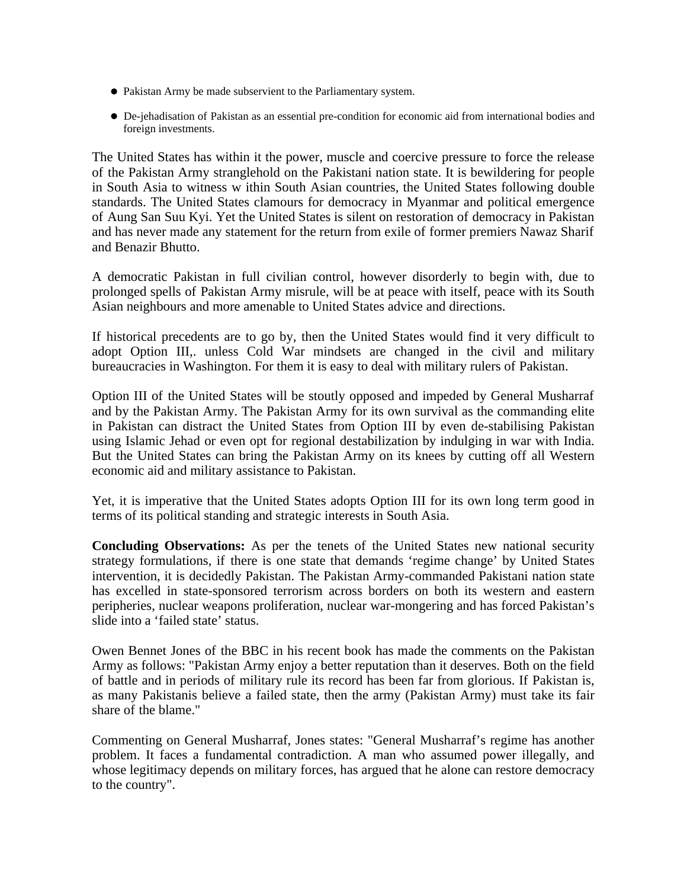- Pakistan Army be made subservient to the Parliamentary system.
- De-jehadisation of Pakistan as an essential pre-condition for economic aid from international bodies and foreign investments.

The United States has within it the power, muscle and coercive pressure to force the release of the Pakistan Army stranglehold on the Pakistani nation state. It is bewildering for people in South Asia to witness w ithin South Asian countries, the United States following double standards. The United States clamours for democracy in Myanmar and political emergence of Aung San Suu Kyi. Yet the United States is silent on restoration of democracy in Pakistan and has never made any statement for the return from exile of former premiers Nawaz Sharif and Benazir Bhutto.

A democratic Pakistan in full civilian control, however disorderly to begin with, due to prolonged spells of Pakistan Army misrule, will be at peace with itself, peace with its South Asian neighbours and more amenable to United States advice and directions.

If historical precedents are to go by, then the United States would find it very difficult to adopt Option III,. unless Cold War mindsets are changed in the civil and military bureaucracies in Washington. For them it is easy to deal with military rulers of Pakistan.

Option III of the United States will be stoutly opposed and impeded by General Musharraf and by the Pakistan Army. The Pakistan Army for its own survival as the commanding elite in Pakistan can distract the United States from Option III by even de-stabilising Pakistan using Islamic Jehad or even opt for regional destabilization by indulging in war with India. But the United States can bring the Pakistan Army on its knees by cutting off all Western economic aid and military assistance to Pakistan.

Yet, it is imperative that the United States adopts Option III for its own long term good in terms of its political standing and strategic interests in South Asia.

**Concluding Observations:** As per the tenets of the United States new national security strategy formulations, if there is one state that demands ‘regime change’ by United States intervention, it is decidedly Pakistan. The Pakistan Army-commanded Pakistani nation state has excelled in state-sponsored terrorism across borders on both its western and eastern peripheries, nuclear weapons proliferation, nuclear war-mongering and has forced Pakistan’s slide into a ‘failed state’ status.

Owen Bennet Jones of the BBC in his recent book has made the comments on the Pakistan Army as follows: "Pakistan Army enjoy a better reputation than it deserves. Both on the field of battle and in periods of military rule its record has been far from glorious. If Pakistan is, as many Pakistanis believe a failed state, then the army (Pakistan Army) must take its fair share of the blame."

Commenting on General Musharraf, Jones states: "General Musharraf’s regime has another problem. It faces a fundamental contradiction. A man who assumed power illegally, and whose legitimacy depends on military forces, has argued that he alone can restore democracy to the country".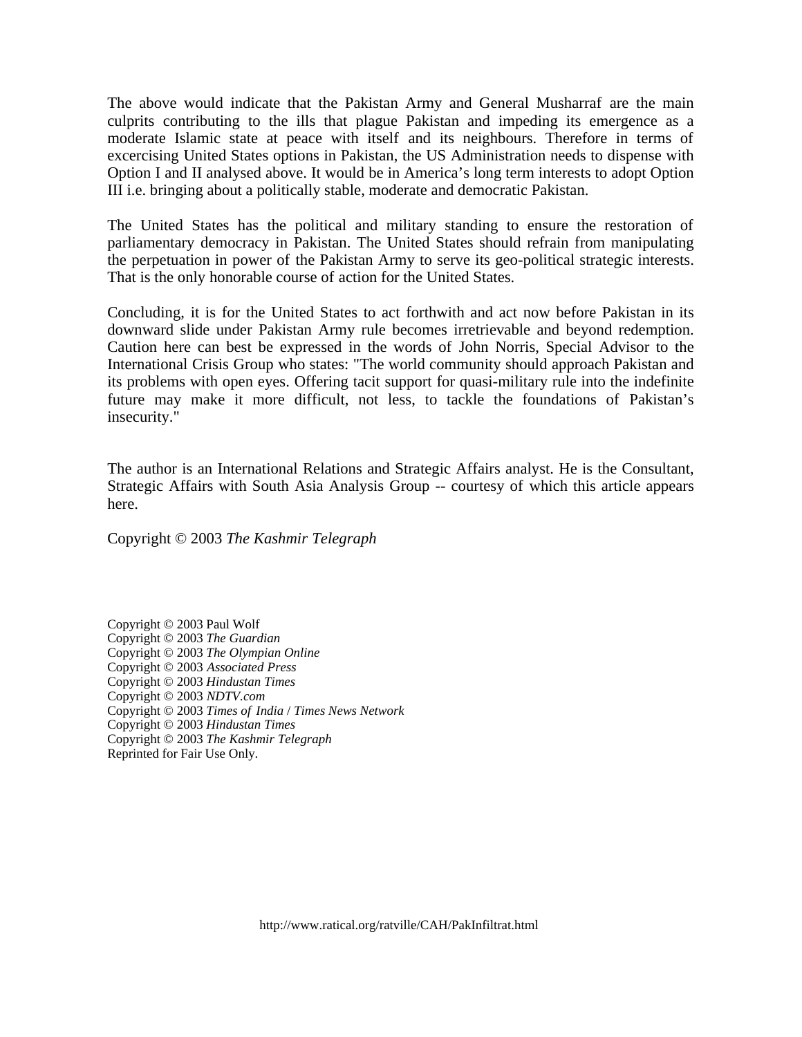The above would indicate that the Pakistan Army and General Musharraf are the main culprits contributing to the ills that plague Pakistan and impeding its emergence as a moderate Islamic state at peace with itself and its neighbours. Therefore in terms of excercising United States options in Pakistan, the US Administration needs to dispense with Option I and II analysed above. It would be in America's long term interests to adopt Option III i.e. bringing about a politically stable, moderate and democratic Pakistan.

The United States has the political and military standing to ensure the restoration of parliamentary democracy in Pakistan. The United States should refrain from manipulating the perpetuation in power of the Pakistan Army to serve its geo-political strategic interests. That is the only honorable course of action for the United States.

Concluding, it is for the United States to act forthwith and act now before Pakistan in its downward slide under Pakistan Army rule becomes irretrievable and beyond redemption. Caution here can best be expressed in the words of John Norris, Special Advisor to the International Crisis Group who states: "The world community should approach Pakistan and its problems with open eyes. Offering tacit support for quasi-military rule into the indefinite future may make it more difficult, not less, to tackle the foundations of Pakistan's insecurity."

The author is an International Relations and Strategic Affairs analyst. He is the Consultant, Strategic Affairs with South Asia Analysis Group -- courtesy of which this article appears here.

Copyright © 2003 *The Kashmir Telegraph*

Copyright © 2003 Paul Wolf
Copyright © 2003 *The Guardian*
Copyright © 2003 *The Olympian Online*
Copyright © 2003 *Associated Press*
Copyright © 2003 *Hindustan Times*
Copyright © 2003 *NDTV.com*
Copyright © 2003 *Times of India* / *Times News Network*
Copyright © 2003 *Hindustan Times*
Copyright © 2003 *The Kashmir Telegraph*
Reprinted for Fair Use Only.